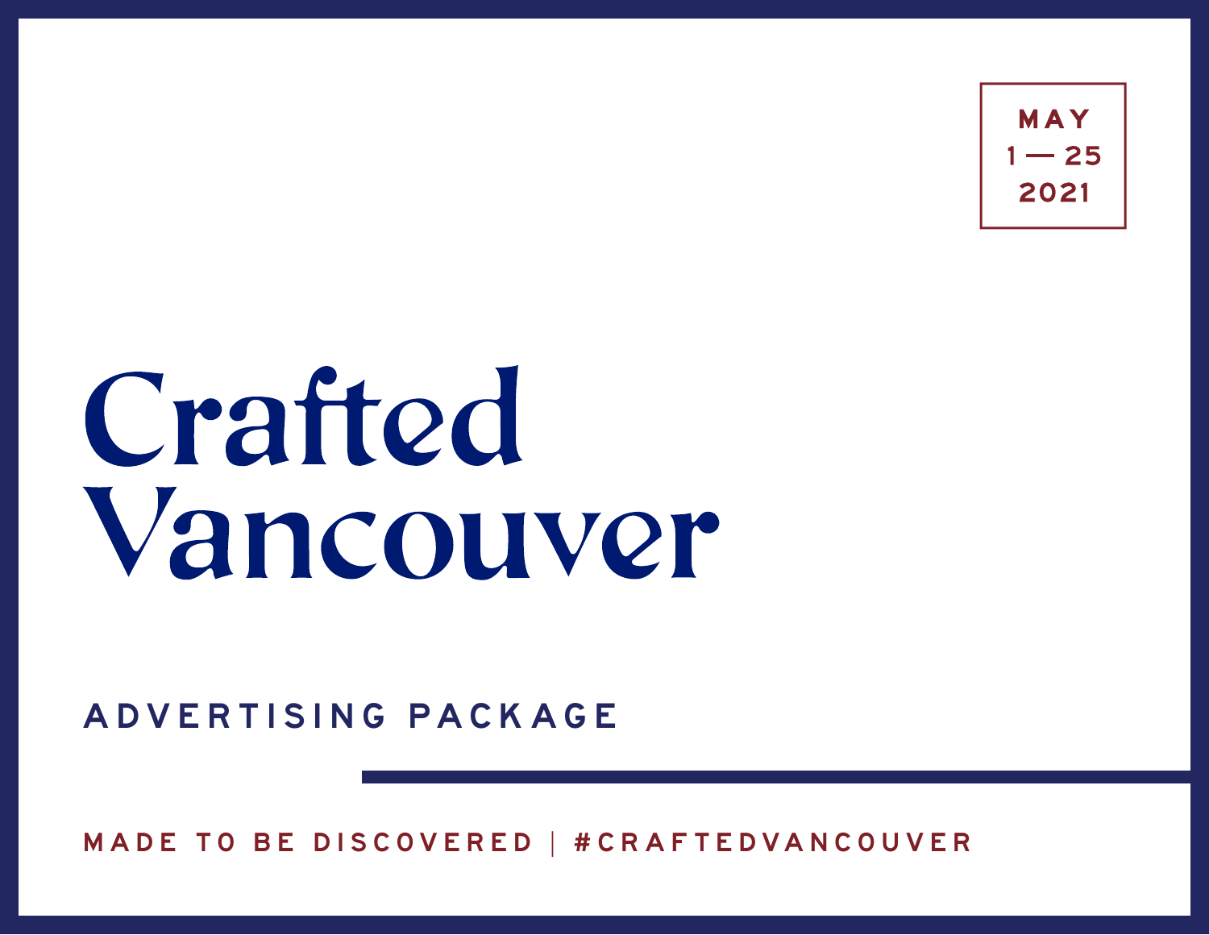MAY
1 — 25
2021

# Crafted Vancouver

## ADVERTISING PACKAGE

MADE TO BE DISCOVERED | #CRAFTEDVANCOUVER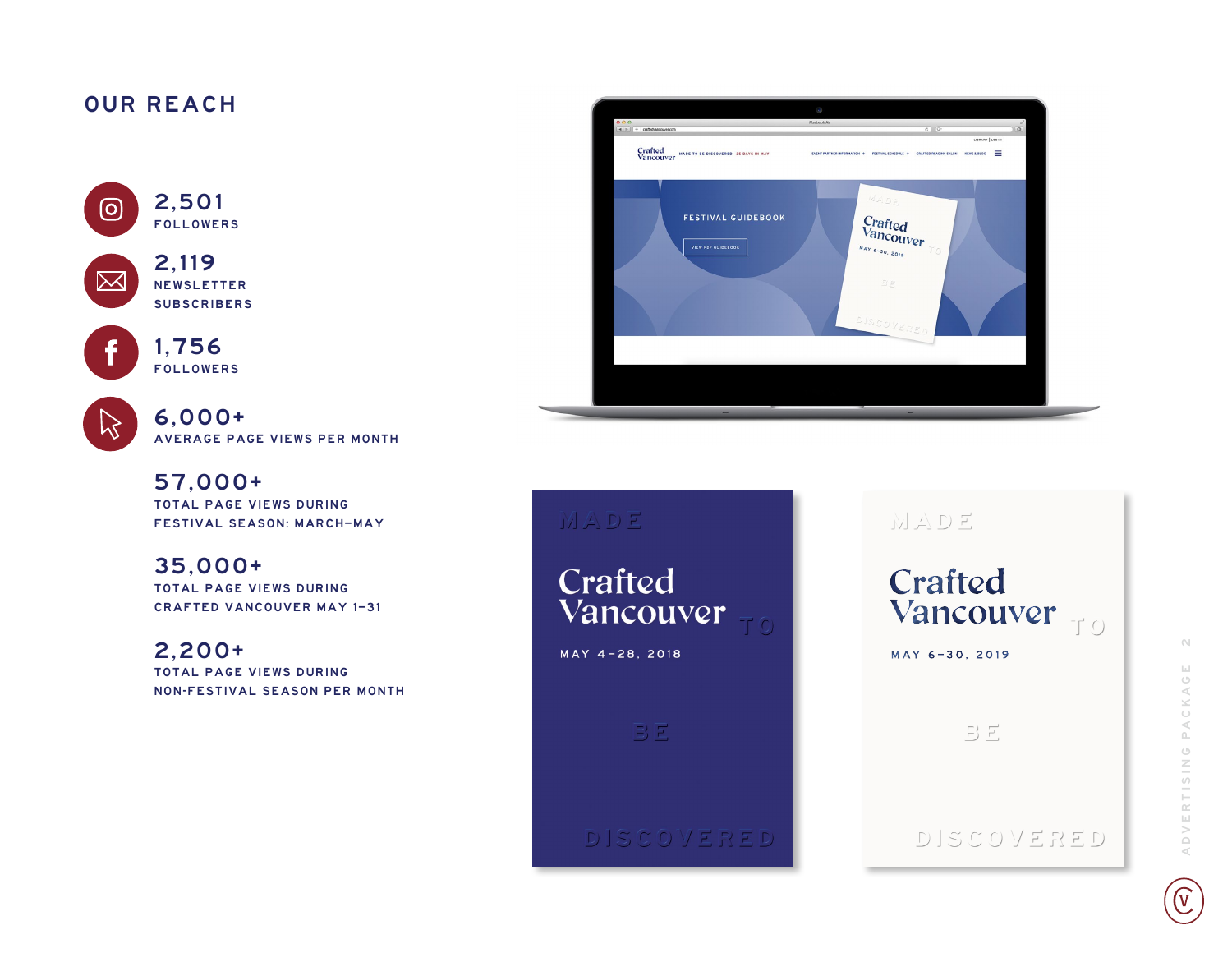# OUR REACH

**2,501**
FOLLOWERS

**2,119**
NEWSLETTER SUBSCRIBERS

**1,756**
FOLLOWERS

**6,000+**
AVERAGE PAGE VIEWS PER MONTH

**57,000+**
TOTAL PAGE VIEWS DURING FESTIVAL SEASON: MARCH–MAY

**35,000+**
TOTAL PAGE VIEWS DURING CRAFTED VANCOUVER MAY 1–31

**2,200+**
TOTAL PAGE VIEWS DURING NON-FESTIVAL SEASON PER MONTH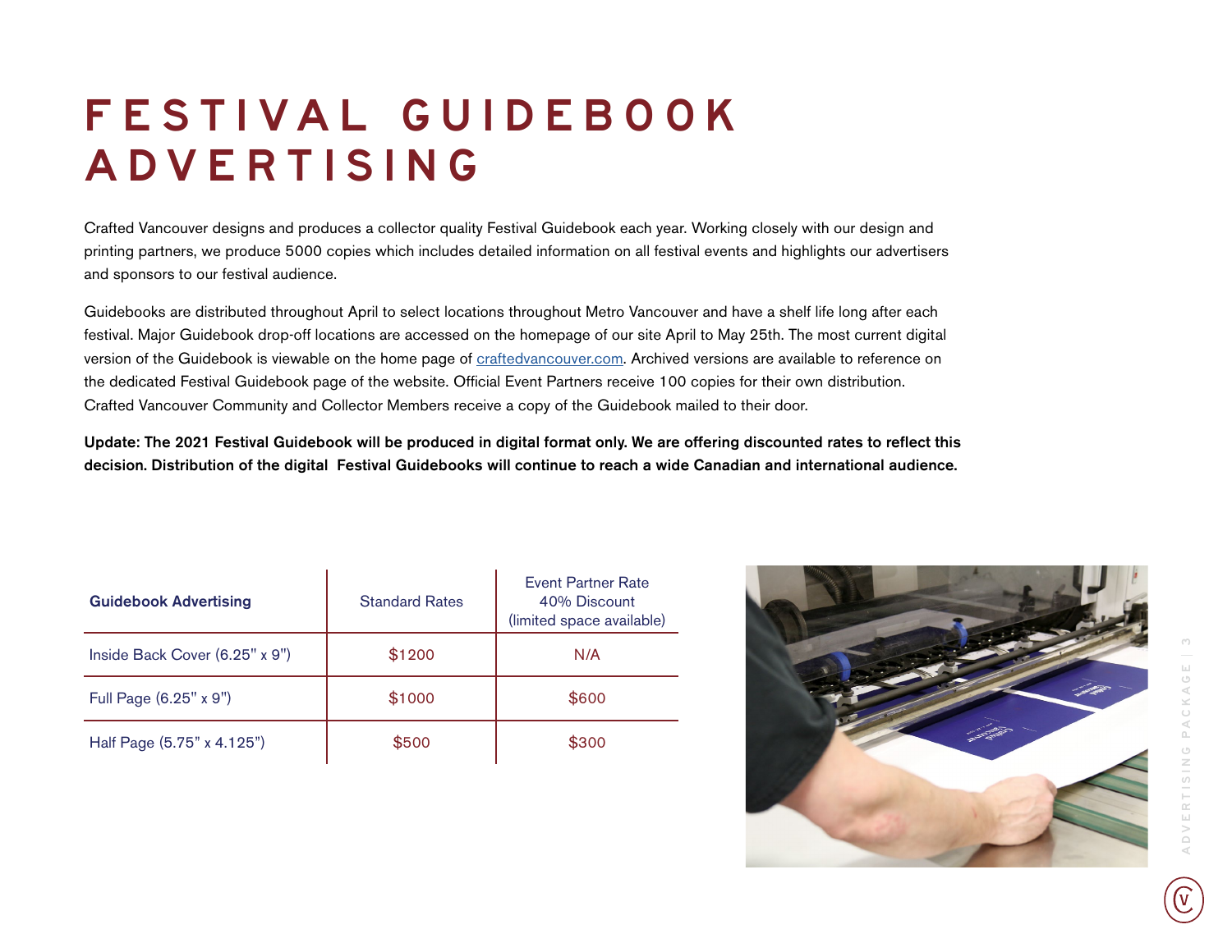# FESTIVAL GUIDEBOOK ADVERTISING

Crafted Vancouver designs and produces a collector quality Festival Guidebook each year. Working closely with our design and printing partners, we produce 5000 copies which includes detailed information on all festival events and highlights our advertisers and sponsors to our festival audience.

Guidebooks are distributed throughout April to select locations throughout Metro Vancouver and have a shelf life long after each festival. Major Guidebook drop-off locations are accessed on the homepage of our site April to May 25th. The most current digital version of the Guidebook is viewable on the home page of craftedvancouver.com. Archived versions are available to reference on the dedicated Festival Guidebook page of the website. Official Event Partners receive 100 copies for their own distribution. Crafted Vancouver Community and Collector Members receive a copy of the Guidebook mailed to their door.

**Update: The 2021 Festival Guidebook will be produced in digital format only. We are offering discounted rates to reflect this decision. Distribution of the digital Festival Guidebooks will continue to reach a wide Canadian and international audience.**

| Guidebook Advertising | Standard Rates | Event Partner Rate 40% Discount (limited space available) |
|---|---|---|
| Inside Back Cover (6.25" x 9") | $1200 | N/A |
| Full Page (6.25" x 9") | $1000 | $600 |
| Half Page (5.75" x 4.125") | $500 | $300 |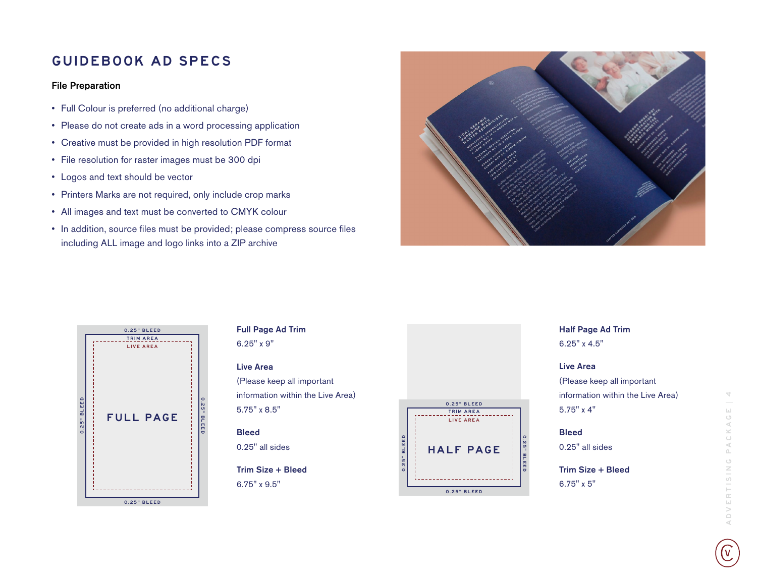# GUIDEBOOK AD SPECS

**File Preparation**

- Full Colour is preferred (no additional charge)
- Please do not create ads in a word processing application
- Creative must be provided in high resolution PDF format
- File resolution for raster images must be 300 dpi
- Logos and text should be vector
- Printers Marks are not required, only include crop marks
- All images and text must be converted to CMYK colour
- In addition, source files must be provided; please compress source files including ALL image and logo links into a ZIP archive

0.25" BLEED
TRIM AREA
LIVE AREA
FULL PAGE

**Full Page Ad Trim**
6.25" x 9"

**Live Area**
(Please keep all important information within the Live Area)
5.75" x 8.5"

**Bleed**
0.25" all sides

**Trim Size + Bleed**
6.75" x 9.5"

0.25" BLEED
TRIM AREA
LIVE AREA
HALF PAGE

**Half Page Ad Trim**
6.25" x 4.5"

**Live Area**
(Please keep all important information within the Live Area)
5.75" x 4"

**Bleed**
0.25" all sides

**Trim Size + Bleed**
6.75" x 5"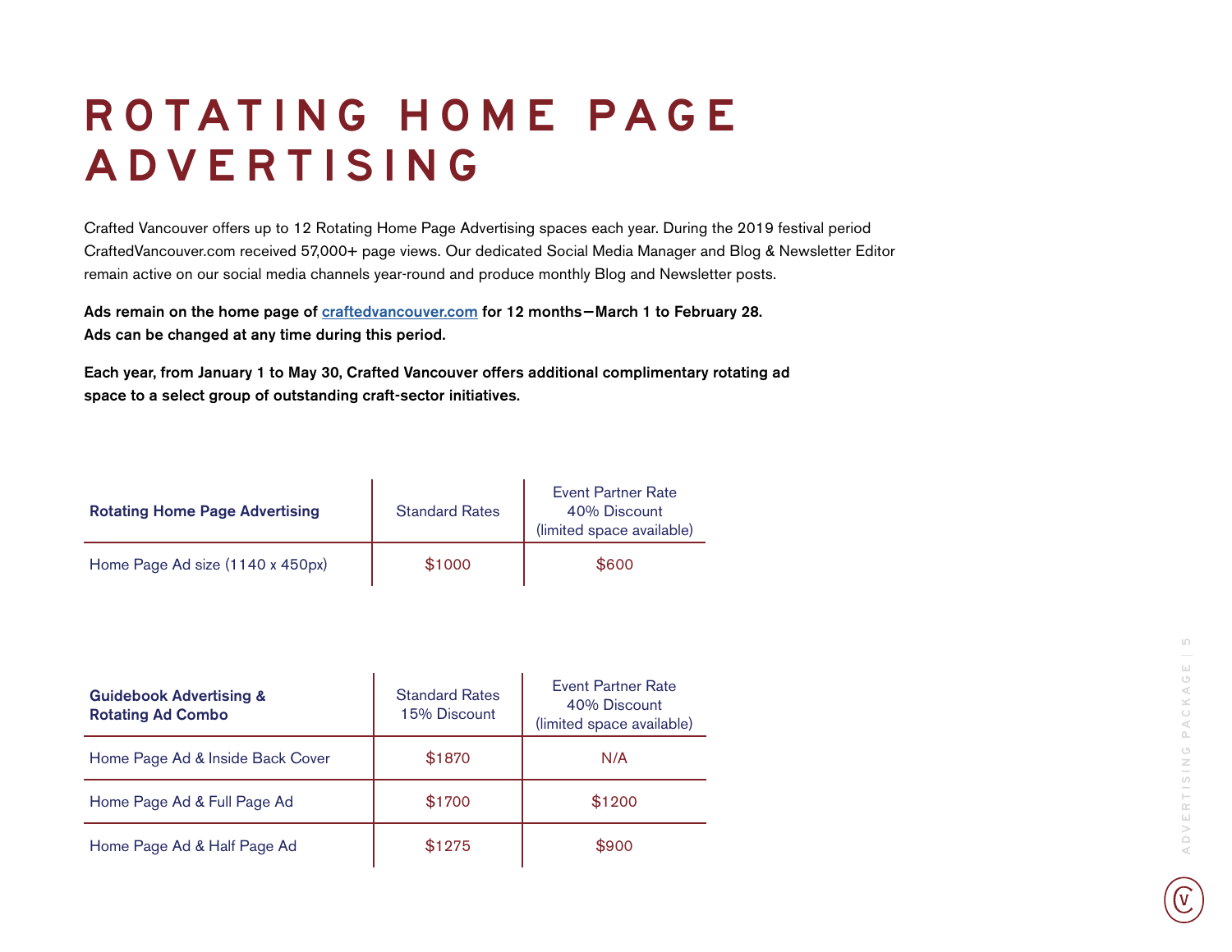# ROTATING HOME PAGE ADVERTISING

Crafted Vancouver offers up to 12 Rotating Home Page Advertising spaces each year. During the 2019 festival period CraftedVancouver.com received 57,000+ page views. Our dedicated Social Media Manager and Blog & Newsletter Editor remain active on our social media channels year-round and produce monthly Blog and Newsletter posts.

**Ads remain on the home page of craftedvancouver.com for 12 months—March 1 to February 28. Ads can be changed at any time during this period.**

**Each year, from January 1 to May 30, Crafted Vancouver offers additional complimentary rotating ad space to a select group of outstanding craft-sector initiatives.**

| **Rotating Home Page Advertising** | Standard Rates | Event Partner Rate 40% Discount (limited space available) |
|---|---|---|
| Home Page Ad size (1140 x 450px) | $1000 | $600 |

| **Guidebook Advertising & Rotating Ad Combo** | Standard Rates 15% Discount | Event Partner Rate 40% Discount (limited space available) |
|---|---|---|
| Home Page Ad & Inside Back Cover | $1870 | N/A |
| Home Page Ad & Full Page Ad | $1700 | $1200 |
| Home Page Ad & Half Page Ad | $1275 | $900 |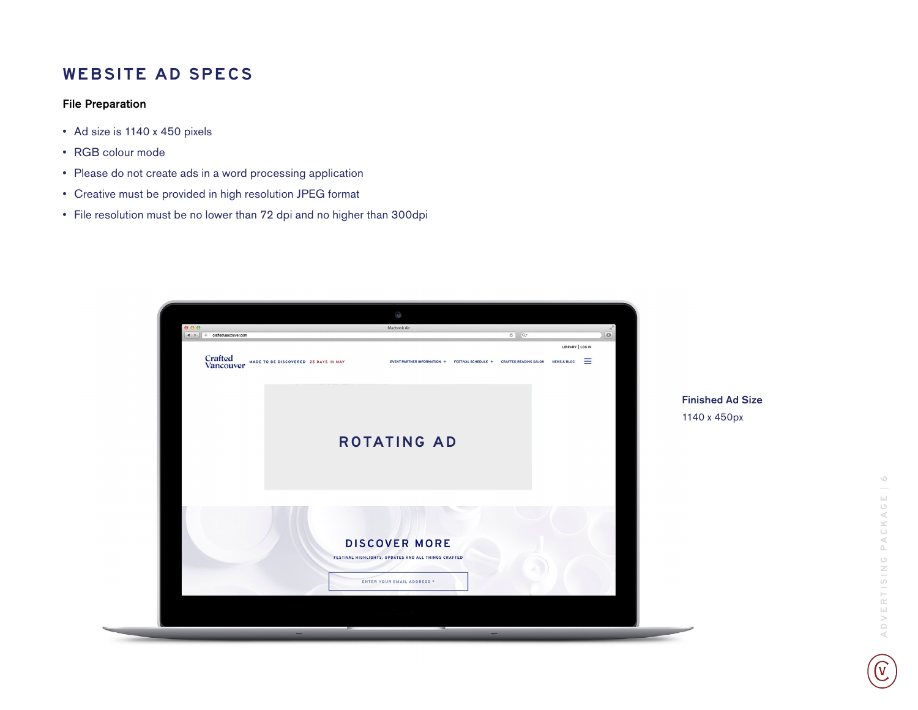# WEBSITE AD SPECS

**File Preparation**

- Ad size is 1140 x 450 pixels
- RGB colour mode
- Please do not create ads in a word processing application
- Creative must be provided in high resolution JPEG format
- File resolution must be no lower than 72 dpi and no higher than 300dpi

**Finished Ad Size**

1140 x 450px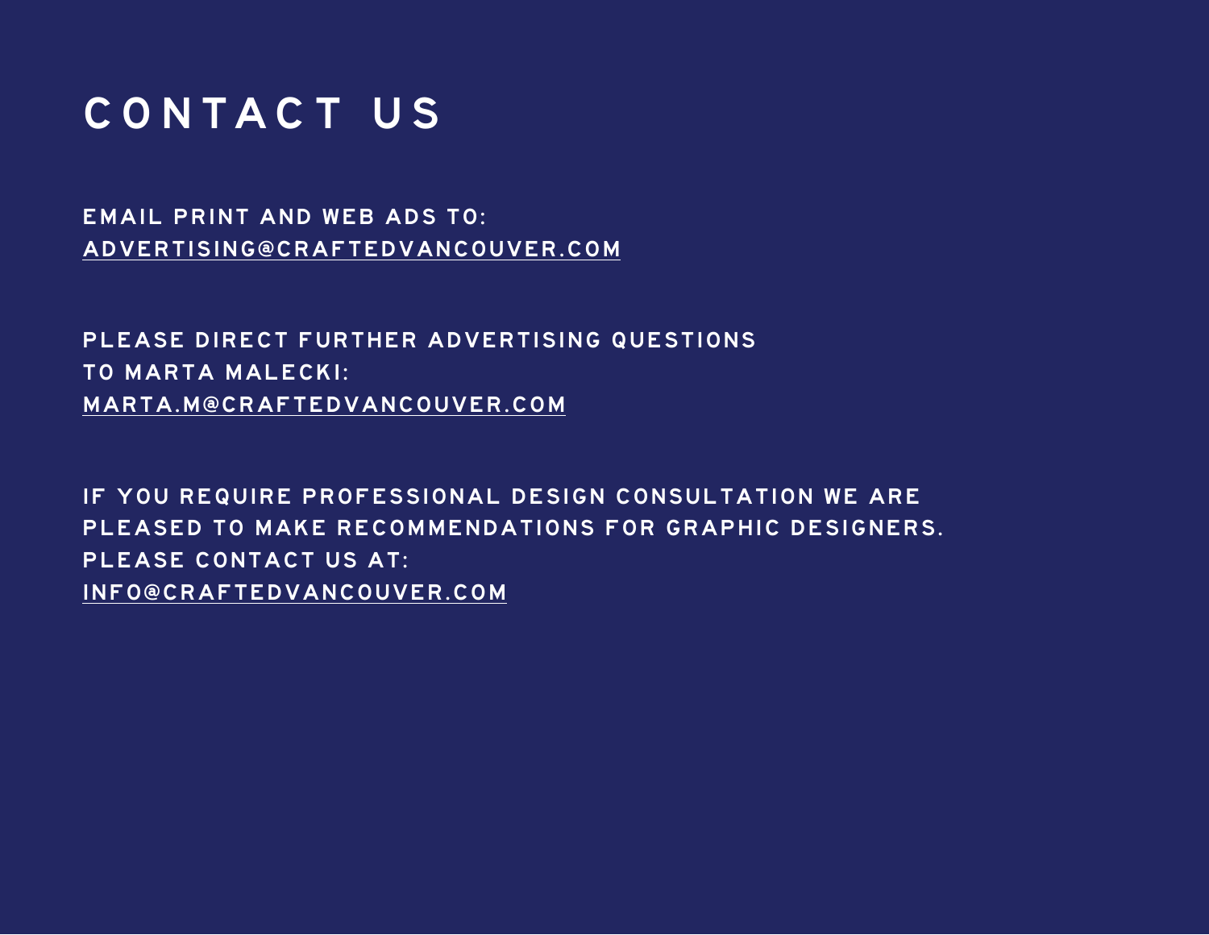# CONTACT US

**EMAIL PRINT AND WEB ADS TO:**
**ADVERTISING@CRAFTEDVANCOUVER.COM**

**PLEASE DIRECT FURTHER ADVERTISING QUESTIONS TO MARTA MALECKI:**
**MARTA.M@CRAFTEDVANCOUVER.COM**

**IF YOU REQUIRE PROFESSIONAL DESIGN CONSULTATION WE ARE PLEASED TO MAKE RECOMMENDATIONS FOR GRAPHIC DESIGNERS. PLEASE CONTACT US AT:**
**INFO@CRAFTEDVANCOUVER.COM**